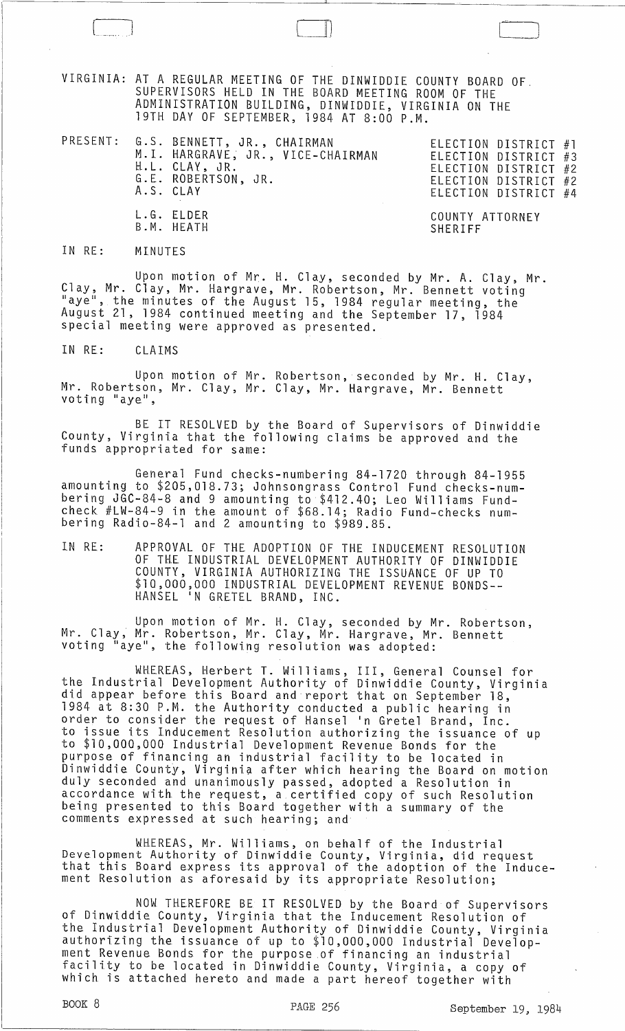VIRGINIA: AT A REGULAR MEETING OF THE DINWIDDIE COUNTY BOARD OF SUPERVISORS HELD IN THE BOARD MEETING ROOM OF THE ADMINISTRATION BUILDING, DINWIDDIE, VIRGINIA ON THE 19TH DAY OF SEPTEMBER, 1984 AT 8:00 P.M.

| PRESENT: | | |
|---|---|---|
| | G.S. BENNETT, JR., CHAIRMAN | ELECTION DISTRICT #1 |
| | M.I. HARGRAVE, JR., VICE-CHAIRMAN | ELECTION DISTRICT #3 |
| | H.L. CLAY, JR. | ELECTION DISTRICT #2 |
| | G.E. ROBERTSON, JR. | ELECTION DISTRICT #2 |
| | A.S. CLAY | ELECTION DISTRICT #4 |
| | L.G. ELDER | COUNTY ATTORNEY |
| | B.M. HEATH | SHERIFF |

IN RE: MINUTES

Upon motion of Mr. H. Clay, seconded by Mr. A. Clay, Mr. Clay, Mr. Clay, Mr. Hargrave, Mr. Robertson, Mr. Bennett voting "aye", the minutes of the August 15, 1984 regular meeting, the August 21, 1984 continued meeting and the September 17, 1984 special meeting were approved as presented.

IN RE: CLAIMS

Upon motion of Mr. Robertson, seconded by Mr. H. Clay, Mr. Robertson, Mr. Clay, Mr. Clay, Mr. Hargrave, Mr. Bennett voting "aye",

BE IT RESOLVED by the Board of Supervisors of Dinwiddie County, Virginia that the following claims be approved and the funds appropriated for same:

General Fund checks-numbering 84-1720 through 84-1955 amounting to $205,018.73; Johnsongrass Control Fund checks-numbering JGC-84-8 and 9 amounting to $412.40; Leo Williams Fund-check #LW-84-9 in the amount of $68.14; Radio Fund-checks numbering Radio-84-1 and 2 amounting to $989.85.

IN RE: APPROVAL OF THE ADOPTION OF THE INDUCEMENT RESOLUTION OF THE INDUSTRIAL DEVELOPMENT AUTHORITY OF DINWIDDIE COUNTY, VIRGINIA AUTHORIZING THE ISSUANCE OF UP TO $10,000,000 INDUSTRIAL DEVELOPMENT REVENUE BONDS-- HANSEL 'N GRETEL BRAND, INC.

Upon motion of Mr. H. Clay, seconded by Mr. Robertson, Mr. Clay, Mr. Robertson, Mr. Clay, Mr. Hargrave, Mr. Bennett voting "aye", the following resolution was adopted:

WHEREAS, Herbert T. Williams, III, General Counsel for the Industrial Development Authority of Dinwiddie County, Virginia did appear before this Board and report that on September 18, 1984 at 8:30 P.M. the Authority conducted a public hearing in order to consider the request of Hansel 'n Gretel Brand, Inc. to issue its Inducement Resolution authorizing the issuance of up to $10,000,000 Industrial Development Revenue Bonds for the purpose of financing an industrial facility to be located in Dinwiddie County, Virginia after which hearing the Board on motion duly seconded and unanimously passed, adopted a Resolution in accordance with the request, a certified copy of such Resolution being presented to this Board together with a summary of the comments expressed at such hearing; and

WHEREAS, Mr. Williams, on behalf of the Industrial Development Authority of Dinwiddie County, Virginia, did request that this Board express its approval of the adoption of the Inducement Resolution as aforesaid by its appropriate Resolution;

NOW THEREFORE BE IT RESOLVED by the Board of Supervisors of Dinwiddie County, Virginia that the Inducement Resolution of the Industrial Development Authority of Dinwiddie County, Virginia authorizing the issuance of up to $10,000,000 Industrial Development Revenue Bonds for the purpose of financing an industrial facility to be located in Dinwiddie County, Virginia, a copy of which is attached hereto and made a part hereof together with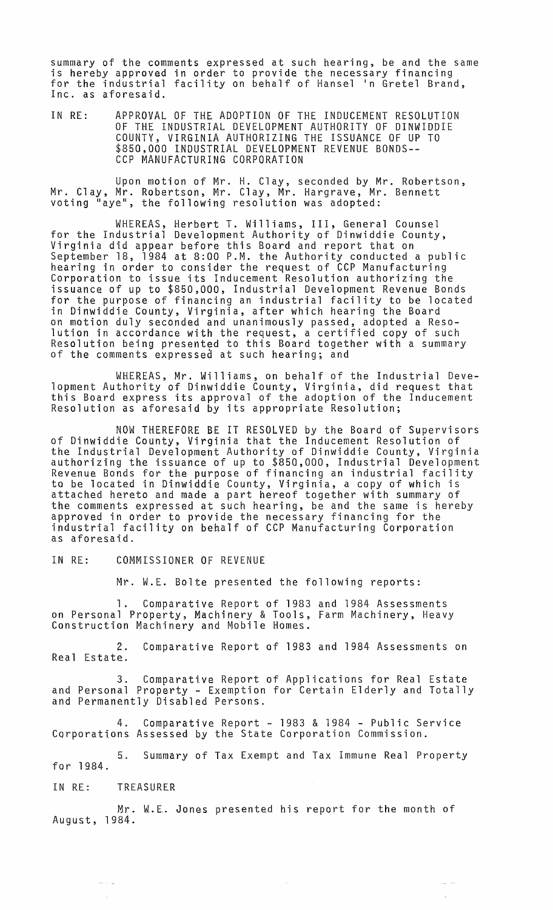summary of the comments expressed at such hearing, be and the same is hereby approved in order to provide the necessary financing for the industrial facility on behalf of Hansel 'n Gretel Brand, Inc. as aforesaid.

IN RE: APPROVAL OF THE ADOPTION OF THE INDUCEMENT RESOLUTION OF THE INDUSTRIAL DEVELOPMENT AUTHORITY OF DINWIDDIE COUNTY, VIRGINIA AUTHORIZING THE ISSUANCE OF UP TO \$850,000 INDUSTRIAL DEVELOPMENT REVENUE BONDS-- CCP MANUFACTURING CORPORATION

Upon motion of Mr. H. Clay, seconded by Mr. Robertson, Mr. Clay, Mr. Robertson, Mr. Clay, Mr. Hargrave, Mr. Bennett voting "aye", the following resolution was adopted:

WHEREAS, Herbert T. Williams, III, General Counsel for the Industrial Development Authority of Dinwiddie County, Virginia did appear before this Board and report that on September 18, 1984 at 8:00 P.M. the Authority conducted a public hearing in order to consider the request of CCP Manufacturing Corporation to issue its Inducement Resolution authorizing the issuance of up to \$850,000, Industrial Development Revenue Bonds for the purpose of financing an industrial facility to be located in Dinwiddie County, Virginia, after which hearing the Board on motion duly seconded and unanimously passed, adopted a Resolution in accordance with the request, a certified copy of such Resolution being presented to this Board together with a summary of the comments expressed at such hearing; and

WHEREAS, Mr. Williams, on behalf of the Industrial Development Authority of Dinwiddie County, Virginia, did request that this Board express its approval of the adoption of the Inducement Resolution as aforesaid by its appropriate Resolution;

NOW THEREFORE BE IT RESOLVED by the Board of Supervisors of Dinwiddie County, Virginia that the Inducement Resolution of the Industrial Development Authority of Dinwiddie County, Virginia authorizing the issuance of up to \$850,000, Industrial Development Revenue Bonds for the purpose of financing an industrial facility to be located in Dinwiddie County, Virginia, a copy of which is attached hereto and made a part hereof together with summary of the comments expressed at such hearing, be and the same is hereby approved in order to provide the necessary financing for the industrial facility on behalf of CCP Manufacturing Corporation as aforesaid.

IN RE: COMMISSIONER OF REVENUE

Mr. W.E. Bolte presented the following reports:

1. Comparative Report of 1983 and 1984 Assessments on Personal Property, Machinery & Tools, Farm Machinery, Heavy Construction Machinery and Mobile Homes.

2. Comparative Report of 1983 and 1984 Assessments on Real Estate.

3. Comparative Report of Applications for Real Estate and Personal Property - Exemption for Certain Elderly and Totally and Permanently Disabled Persons.

4. Comparative Report - 1983 & 1984 - Public Service Corporations Assessed by the State Corporation Commission.

5. Summary of Tax Exempt and Tax Immune Real Property for 1984.

IN RE: TREASURER

Mr. W.E. Jones presented his report for the month of August, 1984.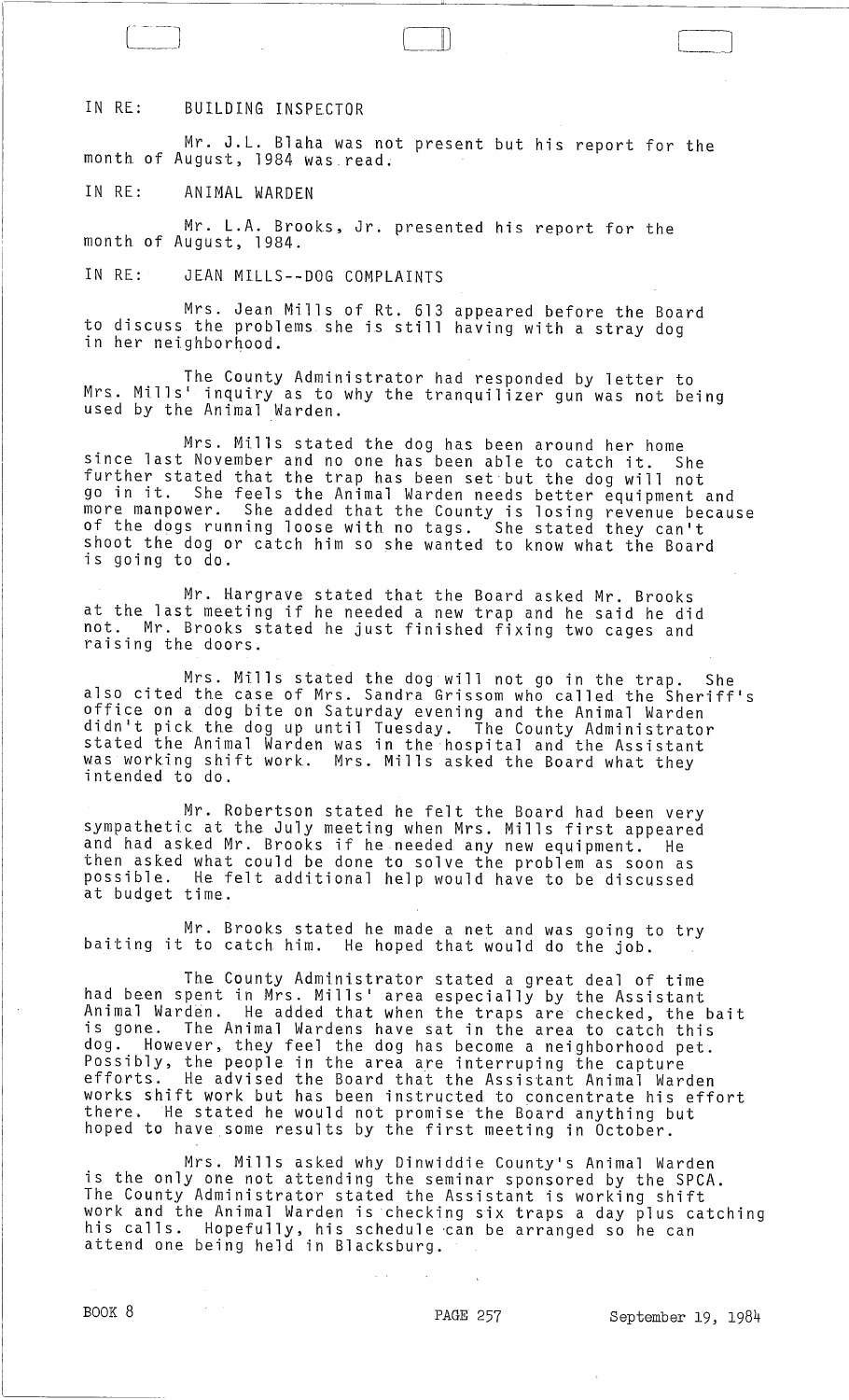IN RE: BUILDING INSPECTOR

Mr. J.L. Blaha was not present but his report for the month of August, 1984 was read.

IN RE: ANIMAL WARDEN

Mr. L.A. Brooks, Jr. presented his report for the month of August, 1984.

IN RE: JEAN MILLS--DOG COMPLAINTS

Mrs. Jean Mills of Rt. 613 appeared before the Board to discuss the problems she is still having with a stray dog in her neighborhood.

The County Administrator had responded by letter to Mrs. Mills' inquiry as to why the tranquilizer gun was not being used by the Animal Warden.

Mrs. Mills stated the dog has been around her home since last November and no one has been able to catch it. She further stated that the trap has been set but the dog will not go in it. She feels the Animal Warden needs better equipment and more manpower. She added that the County is losing revenue because of the dogs running loose with no tags. She stated they can't shoot the dog or catch him so she wanted to know what the Board is going to do.

Mr. Hargrave stated that the Board asked Mr. Brooks at the last meeting if he needed a new trap and he said he did not. Mr. Brooks stated he just finished fixing two cages and raising the doors.

Mrs. Mills stated the dog will not go in the trap. She also cited the case of Mrs. Sandra Grissom who called the Sheriff's office on a dog bite on Saturday evening and the Animal Warden didn't pick the dog up until Tuesday. The County Administrator stated the Animal Warden was in the hospital and the Assistant was working shift work. Mrs. Mills asked the Board what they intended to do.

Mr. Robertson stated he felt the Board had been very sympathetic at the July meeting when Mrs. Mills first appeared and had asked Mr. Brooks if he needed any new equipment. He then asked what could be done to solve the problem as soon as possible. He felt additional help would have to be discussed at budget time.

Mr. Brooks stated he made a net and was going to try baiting it to catch him. He hoped that would do the job.

The County Administrator stated a great deal of time had been spent in Mrs. Mills' area especially by the Assistant Animal Warden. He added that when the traps are checked, the bait is gone. The Animal Wardens have sat in the area to catch this dog. However, they feel the dog has become a neighborhood pet. Possibly, the people in the area are interruping the capture efforts. He advised the Board that the Assistant Animal Warden works shift work but has been instructed to concentrate his effort there. He stated he would not promise the Board anything but hoped to have some results by the first meeting in October.

Mrs. Mills asked why Dinwiddie County's Animal Warden is the only one not attending the seminar sponsored by the SPCA. The County Administrator stated the Assistant is working shift work and the Animal Warden is checking six traps a day plus catching his calls. Hopefully, his schedule can be arranged so he can attend one being held in Blacksburg.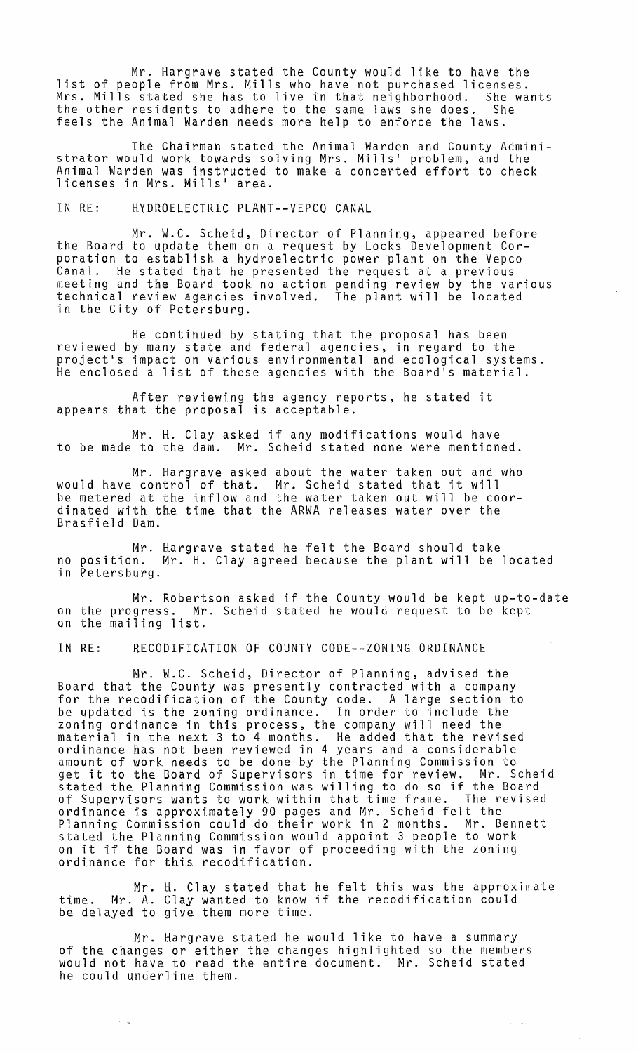Mr. Hargrave stated the County would like to have the list of people from Mrs. Mills who have not purchased licenses. Mrs. Mills stated she has to live in that neighborhood. She wants the other residents to adhere to the same laws she does. She feels the Animal Warden needs more help to enforce the laws.

The Chairman stated the Animal Warden and County Administrator would work towards solving Mrs. Mills' problem, and the Animal Warden was instructed to make a concerted effort to check licenses in Mrs. Mills' area.

IN RE: HYDROELECTRIC PLANT--VEPCO CANAL

Mr. W.C. Scheid, Director of Planning, appeared before the Board to update them on a request by Locks Development Corporation to establish a hydroelectric power plant on the Vepco Canal. He stated that he presented the request at a previous meeting and the Board took no action pending review by the various technical review agencies involved. The plant will be located in the City of Petersburg.

He continued by stating that the proposal has been reviewed by many state and federal agencies, in regard to the project's impact on various environmental and ecological systems. He enclosed a list of these agencies with the Board's material.

After reviewing the agency reports, he stated it appears that the proposal is acceptable.

Mr. H. Clay asked if any modifications would have to be made to the dam. Mr. Scheid stated none were mentioned.

Mr. Hargrave asked about the water taken out and who would have control of that. Mr. Scheid stated that it will be metered at the inflow and the water taken out will be coordinated with the time that the ARWA releases water over the Brasfield Dam.

Mr. Hargrave stated he felt the Board should take no position. Mr. H. Clay agreed because the plant will be located in Petersburg.

Mr. Robertson asked if the County would be kept up-to-date on the progress. Mr. Scheid stated he would request to be kept on the mailing list.

IN RE: RECODIFICATION OF COUNTY CODE--ZONING ORDINANCE

Mr. W.C. Scheid, Director of Planning, advised the Board that the County was presently contracted with a company for the recodification of the County code. A large section to be updated is the zoning ordinance. In order to include the zoning ordinance in this process, the company will need the material in the next 3 to 4 months. He added that the revised ordinance has not been reviewed in 4 years and a considerable amount of work needs to be done by the Planning Commission to get it to the Board of Supervisors in time for review. Mr. Scheid stated the Planning Commission was willing to do so if the Board of Supervisors wants to work within that time frame. The revised ordinance is approximately 90 pages and Mr. Scheid felt the Planning Commission could do their work in 2 months. Mr. Bennett stated the Planning Commission would appoint 3 people to work on it if the Board was in favor of proceeding with the zoning ordinance for this recodification.

Mr. H. Clay stated that he felt this was the approximate time. Mr. A. Clay wanted to know if the recodification could be delayed to give them more time.

Mr. Hargrave stated he would like to have a summary of the changes or either the changes highlighted so the members would not have to read the entire document. Mr. Scheid stated he could underline them.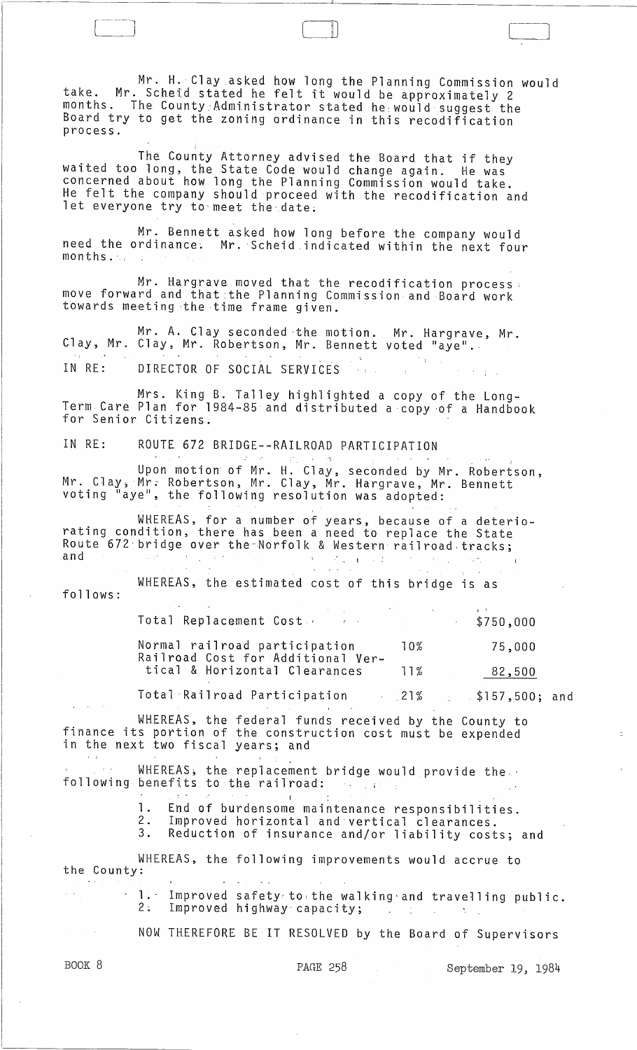Mr. H. Clay asked how long the Planning Commission would take. Mr. Scheid stated he felt it would be approximately 2 months. The County Administrator stated he would suggest the Board try to get the zoning ordinance in this recodification process.

The County Attorney advised the Board that if they waited too long, the State Code would change again. He was concerned about how long the Planning Commission would take. He felt the company should proceed with the recodification and let everyone try to meet the date.

Mr. Bennett asked how long before the company would need the ordinance. Mr. Scheid indicated within the next four months.

Mr. Hargrave moved that the recodification process move forward and that the Planning Commission and Board work towards meeting the time frame given.

Mr. A. Clay seconded the motion. Mr. Hargrave, Mr. Clay, Mr. Clay, Mr. Robertson, Mr. Bennett voted "aye".

IN RE: DIRECTOR OF SOCIAL SERVICES

Mrs. King B. Talley highlighted a copy of the Long-Term Care Plan for 1984-85 and distributed a copy of a Handbook for Senior Citizens.

IN RE: ROUTE 672 BRIDGE--RAILROAD PARTICIPATION

Upon motion of Mr. H. Clay, seconded by Mr. Robertson, Mr. Clay, Mr. Robertson, Mr. Clay, Mr. Hargrave, Mr. Bennett voting "aye", the following resolution was adopted:

WHEREAS, for a number of years, because of a deteriorating condition, there has been a need to replace the State Route 672 bridge over the Norfolk & Western railroad tracks; and

WHEREAS, the estimated cost of this bridge is as follows:

| | | |
|---|---|---|
| Total Replacement Cost | | $750,000 |
| Normal railroad participation | 10% | 75,000 |
| Railroad Cost for Additional Vertical & Horizontal Clearances | 11% | 82,500 |
| Total Railroad Participation | 21% | $157,500; and |

WHEREAS, the federal funds received by the County to finance its portion of the construction cost must be expended in the next two fiscal years; and

WHEREAS, the replacement bridge would provide the following benefits to the railroad:

1. End of burdensome maintenance responsibilities.
2. Improved horizontal and vertical clearances.
3. Reduction of insurance and/or liability costs; and

WHEREAS, the following improvements would accrue to the County:

1. Improved safety to the walking and travelling public.
2. Improved highway capacity;

NOW THEREFORE BE IT RESOLVED by the Board of Supervisors

BOOK 8 PAGE 258 September 19, 1984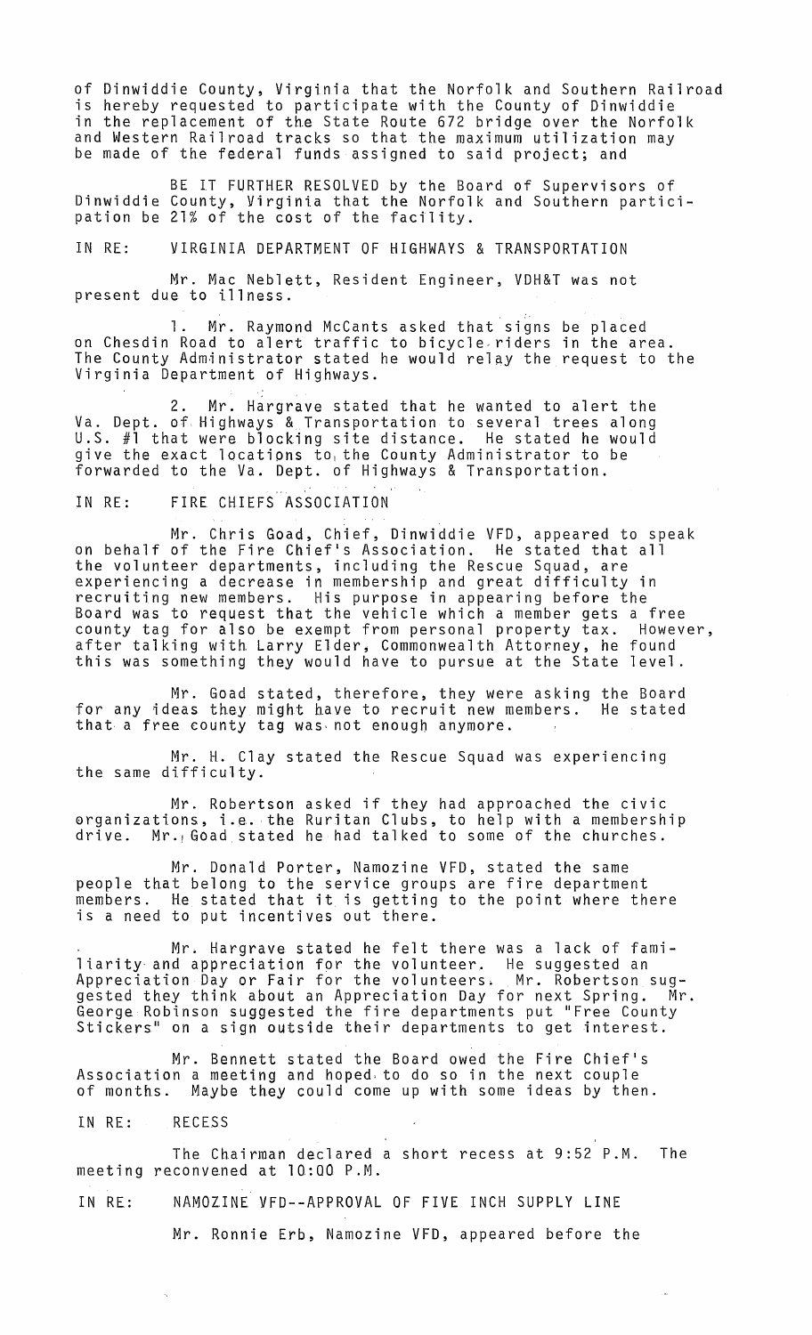of Dinwiddie County, Virginia that the Norfolk and Southern Railroad is hereby requested to participate with the County of Dinwiddie in the replacement of the State Route 672 bridge over the Norfolk and Western Railroad tracks so that the maximum utilization may be made of the federal funds assigned to said project; and

BE IT FURTHER RESOLVED by the Board of Supervisors of Dinwiddie County, Virginia that the Norfolk and Southern participation be 21% of the cost of the facility.

IN RE: VIRGINIA DEPARTMENT OF HIGHWAYS & TRANSPORTATION

Mr. Mac Neblett, Resident Engineer, VDH&T was not present due to illness.

1. Mr. Raymond McCants asked that signs be placed on Chesdin Road to alert traffic to bicycle riders in the area. The County Administrator stated he would relay the request to the Virginia Department of Highways.

2. Mr. Hargrave stated that he wanted to alert the Va. Dept. of Highways & Transportation to several trees along U.S. #1 that were blocking site distance. He stated he would give the exact locations to the County Administrator to be forwarded to the Va. Dept. of Highways & Transportation.

IN RE: FIRE CHIEFS ASSOCIATION

Mr. Chris Goad, Chief, Dinwiddie VFD, appeared to speak on behalf of the Fire Chief's Association. He stated that all the volunteer departments, including the Rescue Squad, are experiencing a decrease in membership and great difficulty in recruiting new members. His purpose in appearing before the Board was to request that the vehicle which a member gets a free county tag for also be exempt from personal property tax. However, after talking with Larry Elder, Commonwealth Attorney, he found this was something they would have to pursue at the State level.

Mr. Goad stated, therefore, they were asking the Board for any ideas they might have to recruit new members. He stated that a free county tag was not enough anymore.

Mr. H. Clay stated the Rescue Squad was experiencing the same difficulty.

Mr. Robertson asked if they had approached the civic organizations, i.e. the Ruritan Clubs, to help with a membership drive. Mr. Goad stated he had talked to some of the churches.

Mr. Donald Porter, Namozine VFD, stated the same people that belong to the service groups are fire department members. He stated that it is getting to the point where there is a need to put incentives out there.

Mr. Hargrave stated he felt there was a lack of familiarity and appreciation for the volunteer. He suggested an Appreciation Day or Fair for the volunteers. Mr. Robertson suggested they think about an Appreciation Day for next Spring. Mr. George Robinson suggested the fire departments put "Free County Stickers" on a sign outside their departments to get interest.

Mr. Bennett stated the Board owed the Fire Chief's Association a meeting and hoped to do so in the next couple of months. Maybe they could come up with some ideas by then.

IN RE: RECESS

The Chairman declared a short recess at 9:52 P.M. The meeting reconvened at 10:00 P.M.

IN RE: NAMOZINE VFD--APPROVAL OF FIVE INCH SUPPLY LINE

Mr. Ronnie Erb, Namozine VFD, appeared before the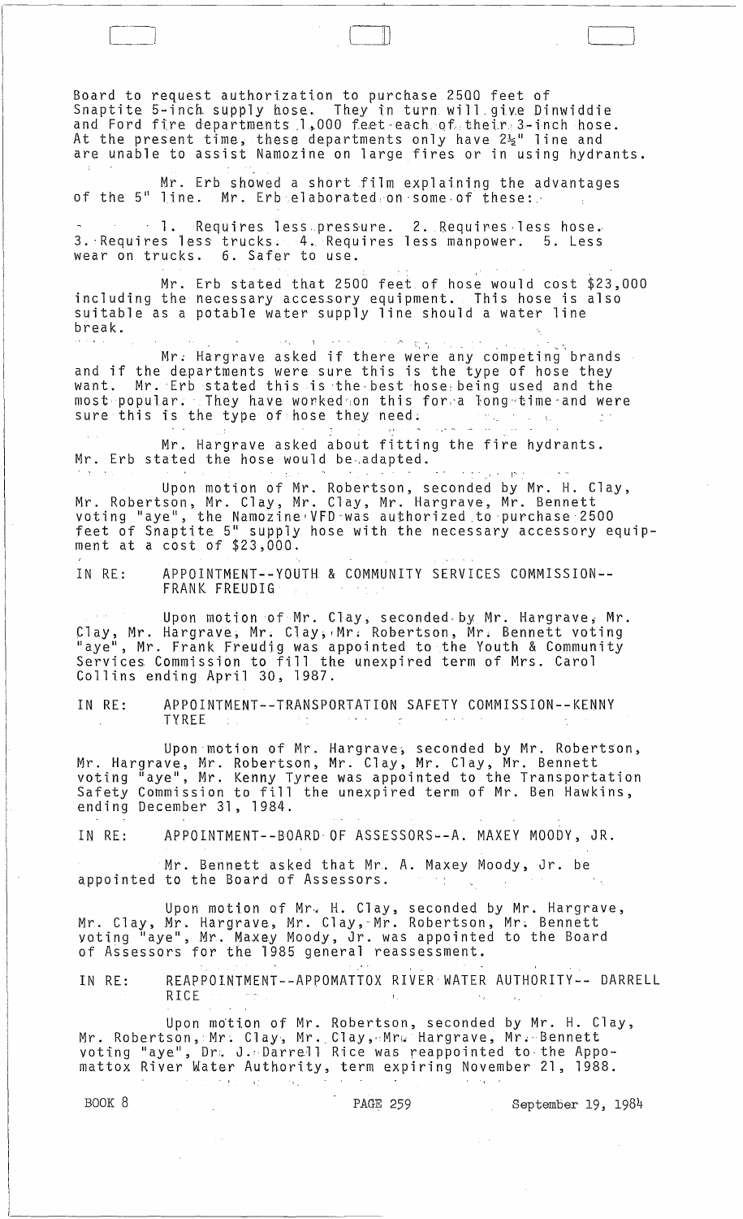Board to request authorization to purchase 2500 feet of Snaptite 5-inch supply hose. They in turn will give Dinwiddie and Ford fire departments 1,000 feet each of their 3-inch hose. At the present time, these departments only have 2½" line and are unable to assist Namozine on large fires or in using hydrants.

Mr. Erb showed a short film explaining the advantages of the 5" line. Mr. Erb elaborated on some of these:

1. Requires less pressure. 2. Requires less hose. 3. Requires less trucks. 4. Requires less manpower. 5. Less wear on trucks. 6. Safer to use.

Mr. Erb stated that 2500 feet of hose would cost $23,000 including the necessary accessory equipment. This hose is also suitable as a potable water supply line should a water line break.

Mr. Hargrave asked if there were any competing brands and if the departments were sure this is the type of hose they want. Mr. Erb stated this is the best hose being used and the most popular. They have worked on this for a long time and were sure this is the type of hose they need.

Mr. Hargrave asked about fitting the fire hydrants. Mr. Erb stated the hose would be adapted.

Upon motion of Mr. Robertson, seconded by Mr. H. Clay, Mr. Robertson, Mr. Clay, Mr. Clay, Mr. Hargrave, Mr. Bennett voting "aye", the Namozine VFD was authorized to purchase 2500 feet of Snaptite 5" supply hose with the necessary accessory equipment at a cost of $23,000.

IN RE: APPOINTMENT--YOUTH & COMMUNITY SERVICES COMMISSION--FRANK FREUDIG

Upon motion of Mr. Clay, seconded by Mr. Hargrave, Mr. Clay, Mr. Hargrave, Mr. Clay, Mr. Robertson, Mr. Bennett voting "aye", Mr. Frank Freudig was appointed to the Youth & Community Services Commission to fill the unexpired term of Mrs. Carol Collins ending April 30, 1987.

IN RE: APPOINTMENT--TRANSPORTATION SAFETY COMMISSION--KENNY TYREE

Upon motion of Mr. Hargrave, seconded by Mr. Robertson, Mr. Hargrave, Mr. Robertson, Mr. Clay, Mr. Clay, Mr. Bennett voting "aye", Mr. Kenny Tyree was appointed to the Transportation Safety Commission to fill the unexpired term of Mr. Ben Hawkins, ending December 31, 1984.

IN RE: APPOINTMENT--BOARD OF ASSESSORS--A. MAXEY MOODY, JR.

Mr. Bennett asked that Mr. A. Maxey Moody, Jr. be appointed to the Board of Assessors.

Upon motion of Mr. H. Clay, seconded by Mr. Hargrave, Mr. Clay, Mr. Hargrave, Mr. Clay, Mr. Robertson, Mr. Bennett voting "aye", Mr. Maxey Moody, Jr. was appointed to the Board of Assessors for the 1985 general reassessment.

IN RE: REAPPOINTMENT--APPOMATTOX RIVER WATER AUTHORITY-- DARRELL RICE

Upon motion of Mr. Robertson, seconded by Mr. H. Clay, Mr. Robertson, Mr. Clay, Mr. Clay, Mr. Hargrave, Mr. Bennett voting "aye", Dr. J. Darrell Rice was reappointed to the Appomattox River Water Authority, term expiring November 21, 1988.

BOOK 8 PAGE 259 September 19, 1984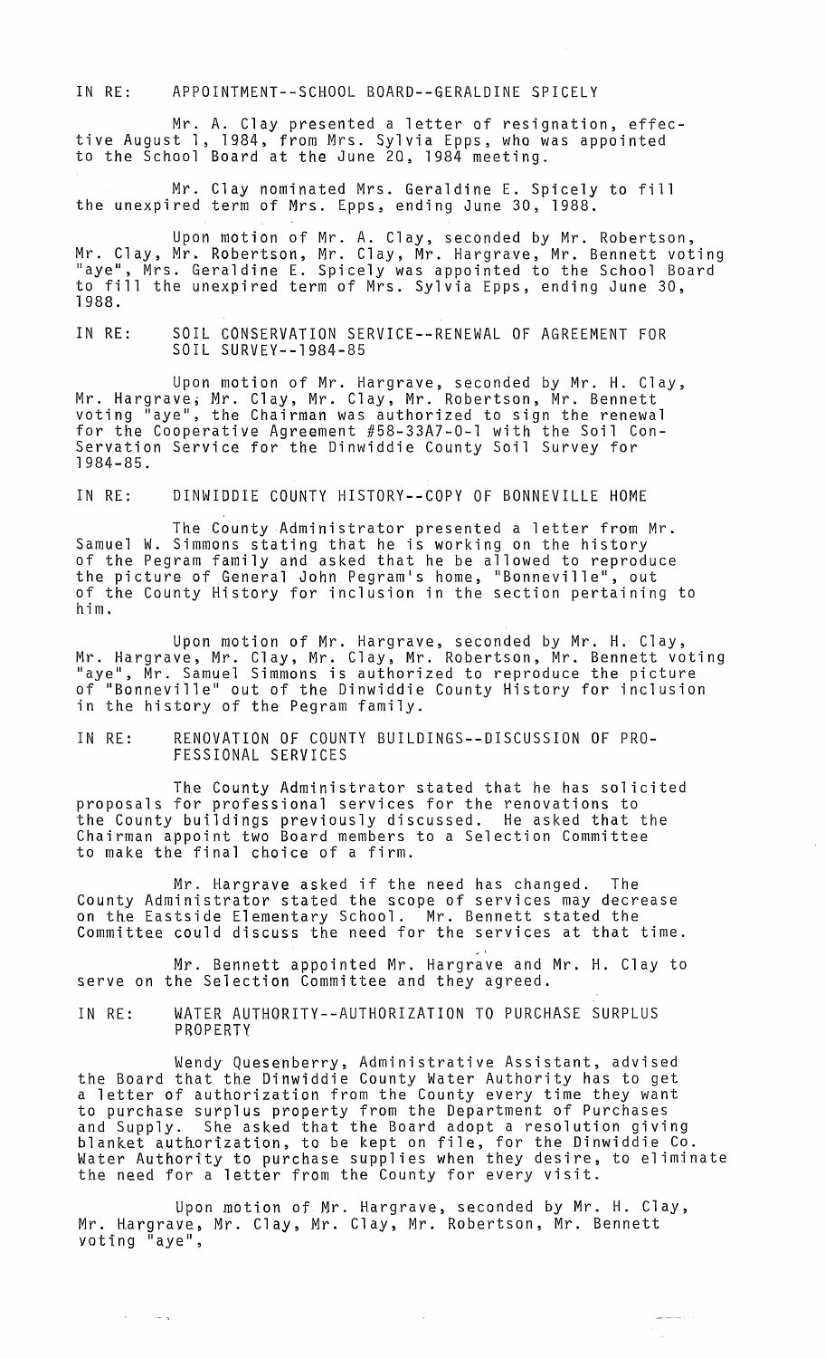IN RE: APPOINTMENT--SCHOOL BOARD--GERALDINE SPICELY

Mr. A. Clay presented a letter of resignation, effective August 1, 1984, from Mrs. Sylvia Epps, who was appointed to the School Board at the June 20, 1984 meeting.

Mr. Clay nominated Mrs. Geraldine E. Spicely to fill the unexpired term of Mrs. Epps, ending June 30, 1988.

Upon motion of Mr. A. Clay, seconded by Mr. Robertson, Mr. Clay, Mr. Robertson, Mr. Clay, Mr. Hargrave, Mr. Bennett voting "aye", Mrs. Geraldine E. Spicely was appointed to the School Board to fill the unexpired term of Mrs. Sylvia Epps, ending June 30, 1988.

IN RE: SOIL CONSERVATION SERVICE--RENEWAL OF AGREEMENT FOR SOIL SURVEY--1984-85

Upon motion of Mr. Hargrave, seconded by Mr. H. Clay, Mr. Hargrave, Mr. Clay, Mr. Clay, Mr. Robertson, Mr. Bennett voting "aye", the Chairman was authorized to sign the renewal for the Cooperative Agreement #58-33A7-0-1 with the Soil Conservation Service for the Dinwiddie County Soil Survey for 1984-85.

IN RE: DINWIDDIE COUNTY HISTORY--COPY OF BONNEVILLE HOME

The County Administrator presented a letter from Mr. Samuel W. Simmons stating that he is working on the history of the Pegram family and asked that he be allowed to reproduce the picture of General John Pegram's home, "Bonneville", out of the County History for inclusion in the section pertaining to him.

Upon motion of Mr. Hargrave, seconded by Mr. H. Clay, Mr. Hargrave, Mr. Clay, Mr. Clay, Mr. Robertson, Mr. Bennett voting "aye", Mr. Samuel Simmons is authorized to reproduce the picture of "Bonneville" out of the Dinwiddie County History for inclusion in the history of the Pegram family.

IN RE: RENOVATION OF COUNTY BUILDINGS--DISCUSSION OF PROFESSIONAL SERVICES

The County Administrator stated that he has solicited proposals for professional services for the renovations to the County buildings previously discussed. He asked that the Chairman appoint two Board members to a Selection Committee to make the final choice of a firm.

Mr. Hargrave asked if the need has changed. The County Administrator stated the scope of services may decrease on the Eastside Elementary School. Mr. Bennett stated the Committee could discuss the need for the services at that time.

Mr. Bennett appointed Mr. Hargrave and Mr. H. Clay to serve on the Selection Committee and they agreed.

IN RE: WATER AUTHORITY--AUTHORIZATION TO PURCHASE SURPLUS PROPERTY

Wendy Quesenberry, Administrative Assistant, advised the Board that the Dinwiddie County Water Authority has to get a letter of authorization from the County every time they want to purchase surplus property from the Department of Purchases and Supply. She asked that the Board adopt a resolution giving blanket authorization, to be kept on file, for the Dinwiddie Co. Water Authority to purchase supplies when they desire, to eliminate the need for a letter from the County for every visit.

Upon motion of Mr. Hargrave, seconded by Mr. H. Clay, Mr. Hargrave, Mr. Clay, Mr. Clay, Mr. Robertson, Mr. Bennett voting "aye",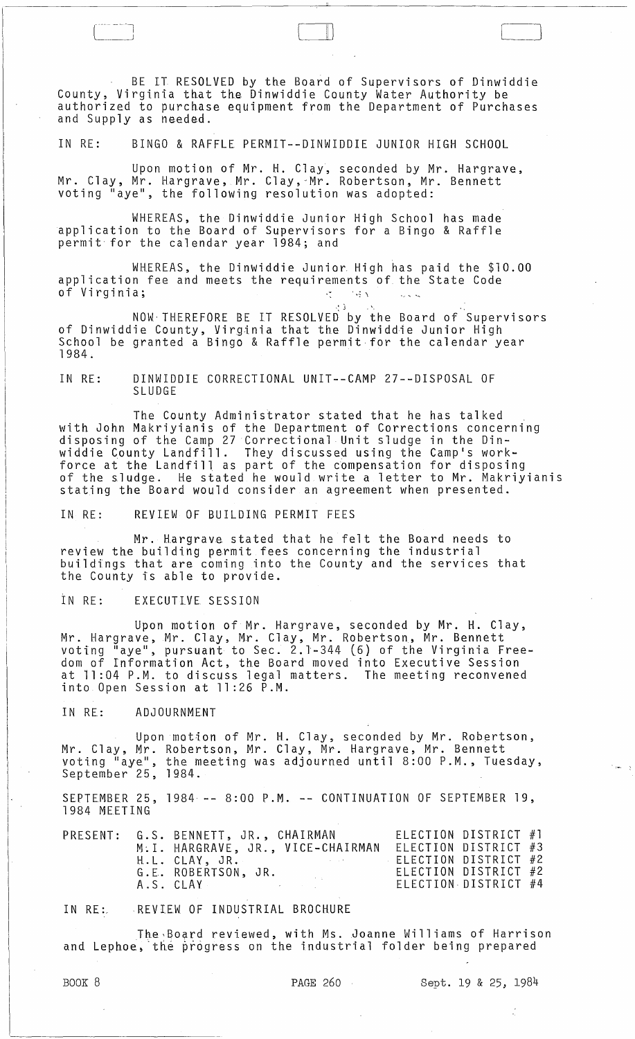BE IT RESOLVED by the Board of Supervisors of Dinwiddie County, Virginia that the Dinwiddie County Water Authority be authorized to purchase equipment from the Department of Purchases and Supply as needed.

IN RE: BINGO & RAFFLE PERMIT--DINWIDDIE JUNIOR HIGH SCHOOL

Upon motion of Mr. H. Clay, seconded by Mr. Hargrave, Mr. Clay, Mr. Hargrave, Mr. Clay, Mr. Robertson, Mr. Bennett voting "aye", the following resolution was adopted:

WHEREAS, the Dinwiddie Junior High School has made application to the Board of Supervisors for a Bingo & Raffle permit for the calendar year 1984; and

WHEREAS, the Dinwiddie Junior High has paid the $10.00 application fee and meets the requirements of the State Code of Virginia;

NOW THEREFORE BE IT RESOLVED by the Board of Supervisors of Dinwiddie County, Virginia that the Dinwiddie Junior High School be granted a Bingo & Raffle permit for the calendar year 1984.

IN RE: DINWIDDIE CORRECTIONAL UNIT--CAMP 27--DISPOSAL OF SLUDGE

The County Administrator stated that he has talked with John Makriyianis of the Department of Corrections concerning disposing of the Camp 27 Correctional Unit sludge in the Dinwiddie County Landfill. They discussed using the Camp's workforce at the Landfill as part of the compensation for disposing of the sludge. He stated he would write a letter to Mr. Makriyianis stating the Board would consider an agreement when presented.

IN RE: REVIEW OF BUILDING PERMIT FEES

Mr. Hargrave stated that he felt the Board needs to review the building permit fees concerning the industrial buildings that are coming into the County and the services that the County is able to provide.

IN RE: EXECUTIVE SESSION

Upon motion of Mr. Hargrave, seconded by Mr. H. Clay, Mr. Hargrave, Mr. Clay, Mr. Clay, Mr. Robertson, Mr. Bennett voting "aye", pursuant to Sec. 2.1-344 (6) of the Virginia Freedom of Information Act, the Board moved into Executive Session at 11:04 P.M. to discuss legal matters. The meeting reconvened into Open Session at 11:26 P.M.

IN RE: ADJOURNMENT

Upon motion of Mr. H. Clay, seconded by Mr. Robertson, Mr. Clay, Mr. Robertson, Mr. Clay, Mr. Hargrave, Mr. Bennett voting "aye", the meeting was adjourned until 8:00 P.M., Tuesday, September 25, 1984.

SEPTEMBER 25, 1984 -- 8:00 P.M. -- CONTINUATION OF SEPTEMBER 19, 1984 MEETING

| PRESENT: | G.S. BENNETT, JR., CHAIRMAN | ELECTION DISTRICT #1 |
|---|---|---|
| | M.I. HARGRAVE, JR., VICE-CHAIRMAN | ELECTION DISTRICT #3 |
| | H.L. CLAY, JR. | ELECTION DISTRICT #2 |
| | G.E. ROBERTSON, JR. | ELECTION DISTRICT #2 |
| | A.S. CLAY | ELECTION DISTRICT #4 |

IN RE: REVIEW OF INDUSTRIAL BROCHURE

The Board reviewed, with Ms. Joanne Williams of Harrison and Lephoe, the progress on the industrial folder being prepared

BOOK 8 PAGE 260 Sept. 19 & 25, 1984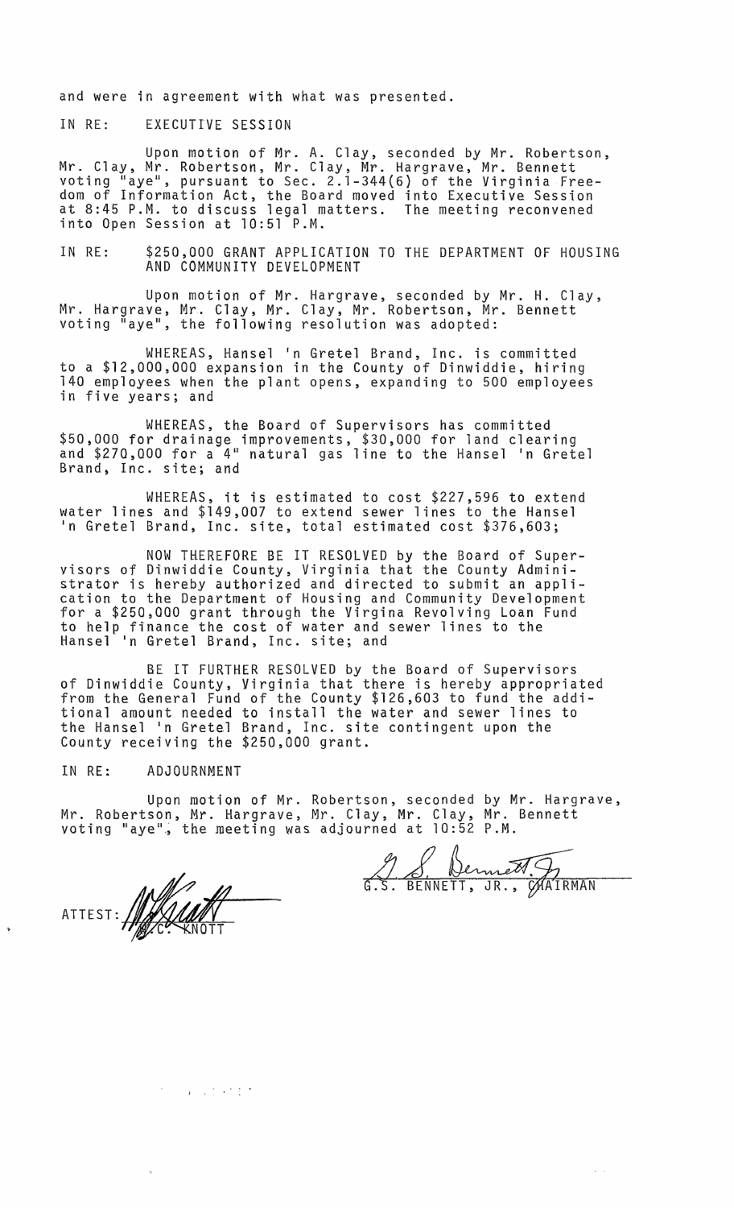and were in agreement with what was presented.

IN RE: EXECUTIVE SESSION

Upon motion of Mr. A. Clay, seconded by Mr. Robertson, Mr. Clay, Mr. Robertson, Mr. Clay, Mr. Hargrave, Mr. Bennett voting "aye", pursuant to Sec. 2.1-344(6) of the Virginia Freedom of Information Act, the Board moved into Executive Session at 8:45 P.M. to discuss legal matters. The meeting reconvened into Open Session at 10:51 P.M.

IN RE: $250,000 GRANT APPLICATION TO THE DEPARTMENT OF HOUSING AND COMMUNITY DEVELOPMENT

Upon motion of Mr. Hargrave, seconded by Mr. H. Clay, Mr. Hargrave, Mr. Clay, Mr. Clay, Mr. Robertson, Mr. Bennett voting "aye", the following resolution was adopted:

WHEREAS, Hansel 'n Gretel Brand, Inc. is committed to a $12,000,000 expansion in the County of Dinwiddie, hiring 140 employees when the plant opens, expanding to 500 employees in five years; and

WHEREAS, the Board of Supervisors has committed $50,000 for drainage improvements, $30,000 for land clearing and $270,000 for a 4" natural gas line to the Hansel 'n Gretel Brand, Inc. site; and

WHEREAS, it is estimated to cost $227,596 to extend water lines and $149,007 to extend sewer lines to the Hansel 'n Gretel Brand, Inc. site, total estimated cost $376,603;

NOW THEREFORE BE IT RESOLVED by the Board of Supervisors of Dinwiddie County, Virginia that the County Administrator is hereby authorized and directed to submit an application to the Department of Housing and Community Development for a $250,000 grant through the Virgina Revolving Loan Fund to help finance the cost of water and sewer lines to the Hansel 'n Gretel Brand, Inc. site; and

BE IT FURTHER RESOLVED by the Board of Supervisors of Dinwiddie County, Virginia that there is hereby appropriated from the General Fund of the County $126,603 to fund the additional amount needed to install the water and sewer lines to the Hansel 'n Gretel Brand, Inc. site contingent upon the County receiving the $250,000 grant.

IN RE: ADJOURNMENT

Upon motion of Mr. Robertson, seconded by Mr. Hargrave, Mr. Robertson, Mr. Hargrave, Mr. Clay, Mr. Clay, Mr. Bennett voting "aye", the meeting was adjourned at 10:52 P.M.

G.S. BENNETT, JR., CHAIRMAN

ATTEST: W.C. KNOTT